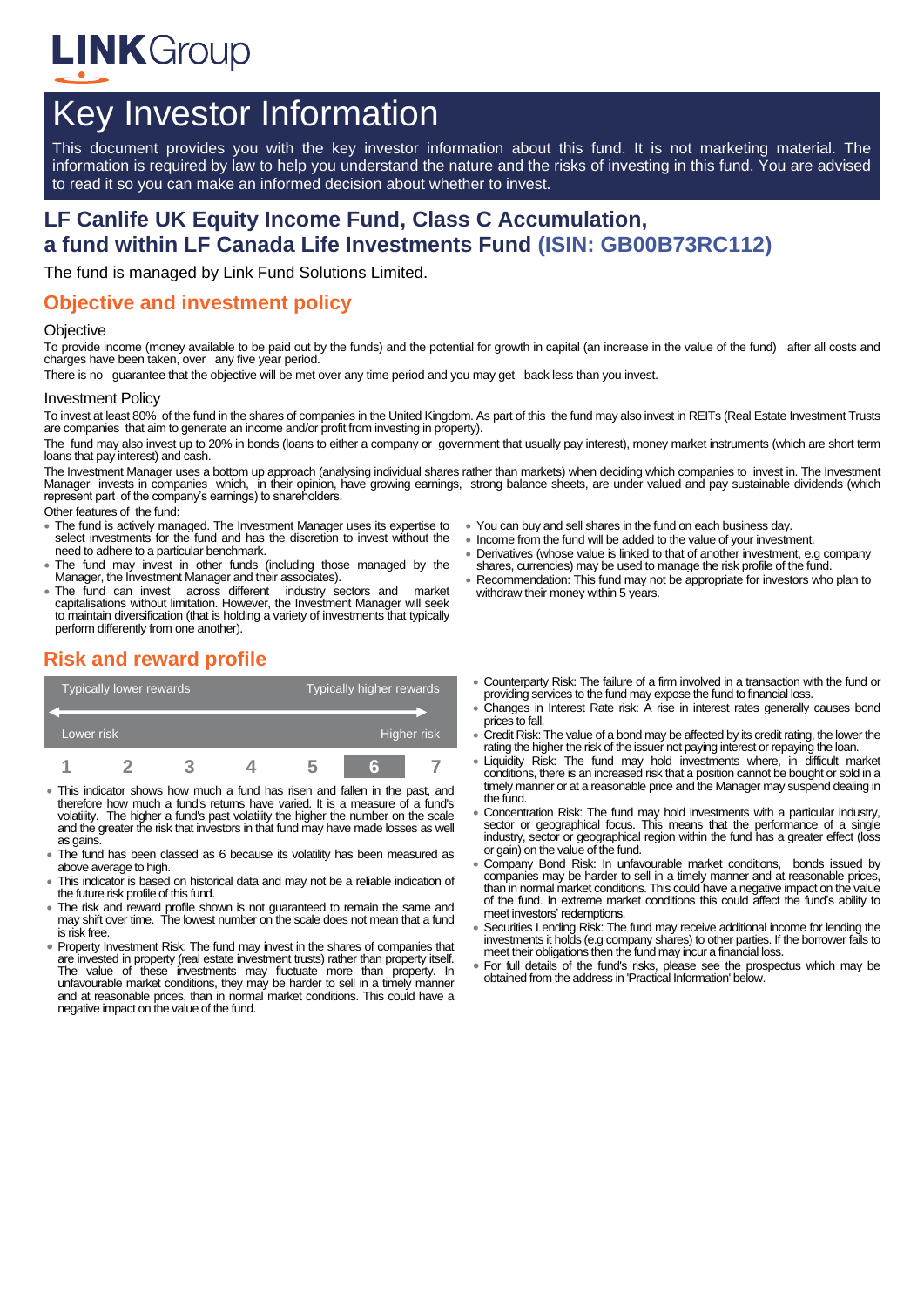LINKGroup

# Key Investor Information

This document provides you with the key investor information about this fund. It is not marketing material. The information is required by law to help you understand the nature and the risks of investing in this fund. You are advised to read it so you can make an informed decision about whether to invest.

## LF Canlife UK Equity Income Fund, Class C Accumulation, a fund within LF Canada Life Investments Fund (ISIN: GB00B73RC112)

The fund is managed by Link Fund Solutions Limited.

## Objective and investment policy

### Objective

To provide income (money available to be paid out by the funds) and the potential for growth in capital (an increase in the value of the fund) after all costs and charges have been taken, over any five year period.

There is no guarantee that the objective will be met over any time period and you may get back less than you invest.

### Investment Policy

To invest at least 80% of the fund in the shares of companies in the United Kingdom. As part of this the fund may also invest in REITs (Real Estate Investment Trusts are companies that aim to generate an income and/or profit from investing in property).

The fund may also invest up to 20% in bonds (loans to either a company or government that usually pay interest), money market instruments (which are short term loans that pay interest) and cash.

The Investment Manager uses a bottom up approach (analysing individual shares rather than markets) when deciding which companies to invest in. The Investment Manager invests in companies which, in their opinion, have growing earnings, strong balance sheets, are under valued and pay sustainable dividends (which represent part of the company's earnings) to shareholders.

Other features of the fund:

- The fund is actively managed. The Investment Manager uses its expertise to select investments for the fund and has the discretion to invest without the need to adhere to a particular benchmark.
- The fund may invest in other funds (including those managed by the Manager, the Investment Manager and their associates).
- The fund can invest across different industry sectors and market capitalisations without limitation. However, the Investment Manager will seek to maintain diversification (that is holding a variety of investments that typically perform differently from one another).
- You can buy and sell shares in the fund on each business day.
- Income from the fund will be added to the value of your investment.
- Derivatives (whose value is linked to that of another investment, e.g company shares, currencies) may be used to manage the risk profile of the fund.
- Recommendation: This fund may not be appropriate for investors who plan to withdraw their money within 5 years.

## Risk and reward profile

| Typically lower rewards | | | | | | Typically higher rewards |
|---|---|---|---|---|---|---|
| Lower risk | | | | | | Higher risk |
| 1 | 2 | 3 | 4 | 5 | **6** | 7 |

- This indicator shows how much a fund has risen and fallen in the past, and therefore how much a fund's returns have varied. It is a measure of a fund's volatility. The higher a fund's past volatility the higher the number on the scale and the greater the risk that investors in that fund may have made losses as well as gains.
- The fund has been classed as 6 because its volatility has been measured as above average to high.
- This indicator is based on historical data and may not be a reliable indication of the future risk profile of this fund.
- The risk and reward profile shown is not guaranteed to remain the same and may shift over time. The lowest number on the scale does not mean that a fund is risk free.
- Property Investment Risk: The fund may invest in the shares of companies that are invested in property (real estate investment trusts) rather than property itself. The value of these investments may fluctuate more than property. In unfavourable market conditions, they may be harder to sell in a timely manner and at reasonable prices, than in normal market conditions. This could have a negative impact on the value of the fund.
- Counterparty Risk: The failure of a firm involved in a transaction with the fund or providing services to the fund may expose the fund to financial loss.
- Changes in Interest Rate risk: A rise in interest rates generally causes bond prices to fall.
- Credit Risk: The value of a bond may be affected by its credit rating, the lower the rating the higher the risk of the issuer not paying interest or repaying the loan.
- Liquidity Risk: The fund may hold investments where, in difficult market conditions, there is an increased risk that a position cannot be bought or sold in a timely manner or at a reasonable price and the Manager may suspend dealing in the fund.
- Concentration Risk: The fund may hold investments with a particular industry, sector or geographical focus. This means that the performance of a single industry, sector or geographical region within the fund has a greater effect (loss or gain) on the value of the fund.
- Company Bond Risk: In unfavourable market conditions, bonds issued by companies may be harder to sell in a timely manner and at reasonable prices, than in normal market conditions. This could have a negative impact on the value of the fund. In extreme market conditions this could affect the fund's ability to meet investors' redemptions.
- Securities Lending Risk: The fund may receive additional income for lending the investments it holds (e.g company shares) to other parties. If the borrower fails to meet their obligations then the fund may incur a financial loss.
- For full details of the fund's risks, please see the prospectus which may be obtained from the address in 'Practical Information' below.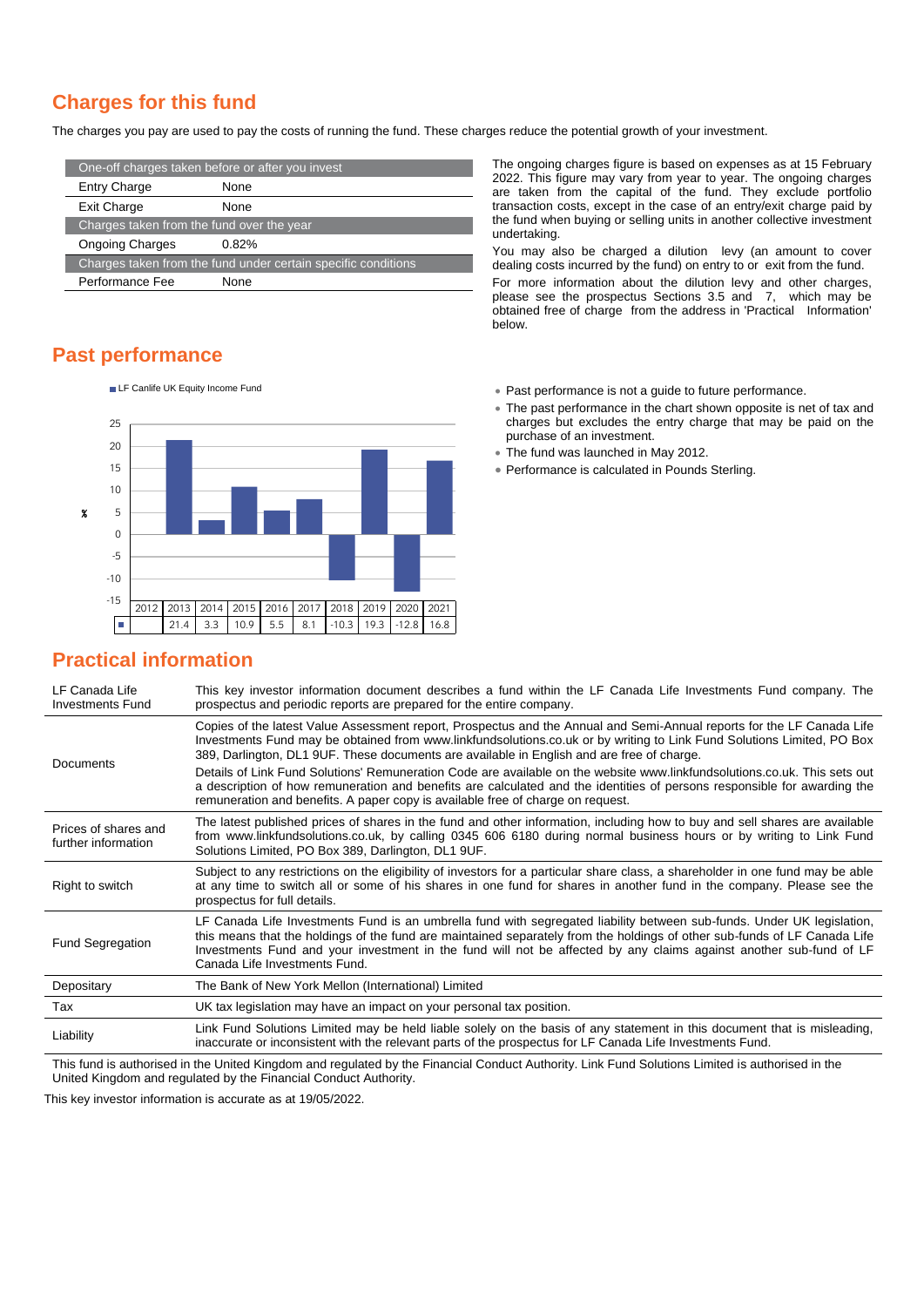## Charges for this fund

The charges you pay are used to pay the costs of running the fund. These charges reduce the potential growth of your investment.

| | |
|---|---|
| One-off charges taken before or after you invest | |
| Entry Charge | None |
| Exit Charge | None |
| Charges taken from the fund over the year | |
| Ongoing Charges | 0.82% |
| Charges taken from the fund under certain specific conditions | |
| Performance Fee | None |

The ongoing charges figure is based on expenses as at 15 February 2022. This figure may vary from year to year. The ongoing charges are taken from the capital of the fund. They exclude portfolio transaction costs, except in the case of an entry/exit charge paid by the fund when buying or selling units in another collective investment undertaking.

You may also be charged a dilution levy (an amount to cover dealing costs incurred by the fund) on entry to or exit from the fund.

For more information about the dilution levy and other charges, please see the prospectus Sections 3.5 and 7, which may be obtained free of charge from the address in 'Practical Information' below.

## Past performance

LF Canlife UK Equity Income Fund

%

25
20
15
10
5
0
-5
-10
-15

2012 2013 2014 2015 2016 2017 2018 2019 2020 2021

21.4 3.3 10.9 5.5 8.1 -10.3 19.3 -12.8 16.8

- Past performance is not a guide to future performance.
- The past performance in the chart shown opposite is net of tax and charges but excludes the entry charge that may be paid on the purchase of an investment.
- The fund was launched in May 2012.
- Performance is calculated in Pounds Sterling.

## Practical information

| | |
|---|---|
| LF Canada Life Investments Fund | This key investor information document describes a fund within the LF Canada Life Investments Fund company. The prospectus and periodic reports are prepared for the entire company. |
| Documents | Copies of the latest Value Assessment report, Prospectus and the Annual and Semi-Annual reports for the LF Canada Life Investments Fund may be obtained from www.linkfundsolutions.co.uk or by writing to Link Fund Solutions Limited, PO Box 389, Darlington, DL1 9UF. These documents are available in English and are free of charge.<br>Details of Link Fund Solutions' Remuneration Code are available on the website www.linkfundsolutions.co.uk. This sets out a description of how remuneration and benefits are calculated and the identities of persons responsible for awarding the remuneration and benefits. A paper copy is available free of charge on request. |
| Prices of shares and further information | The latest published prices of shares in the fund and other information, including how to buy and sell shares are available from www.linkfundsolutions.co.uk, by calling 0345 606 6180 during normal business hours or by writing to Link Fund Solutions Limited, PO Box 389, Darlington, DL1 9UF. |
| Right to switch | Subject to any restrictions on the eligibility of investors for a particular share class, a shareholder in one fund may be able at any time to switch all or some of his shares in one fund for shares in another fund in the company. Please see the prospectus for full details. |
| Fund Segregation | LF Canada Life Investments Fund is an umbrella fund with segregated liability between sub-funds. Under UK legislation, this means that the holdings of the fund are maintained separately from the holdings of other sub-funds of LF Canada Life Investments Fund and your investment in the fund will not be affected by any claims against another sub-fund of LF Canada Life Investments Fund. |
| Depositary | The Bank of New York Mellon (International) Limited |
| Tax | UK tax legislation may have an impact on your personal tax position. |
| Liability | Link Fund Solutions Limited may be held liable solely on the basis of any statement in this document that is misleading, inaccurate or inconsistent with the relevant parts of the prospectus for LF Canada Life Investments Fund. |

This fund is authorised in the United Kingdom and regulated by the Financial Conduct Authority. Link Fund Solutions Limited is authorised in the United Kingdom and regulated by the Financial Conduct Authority.

This key investor information is accurate as at 19/05/2022.